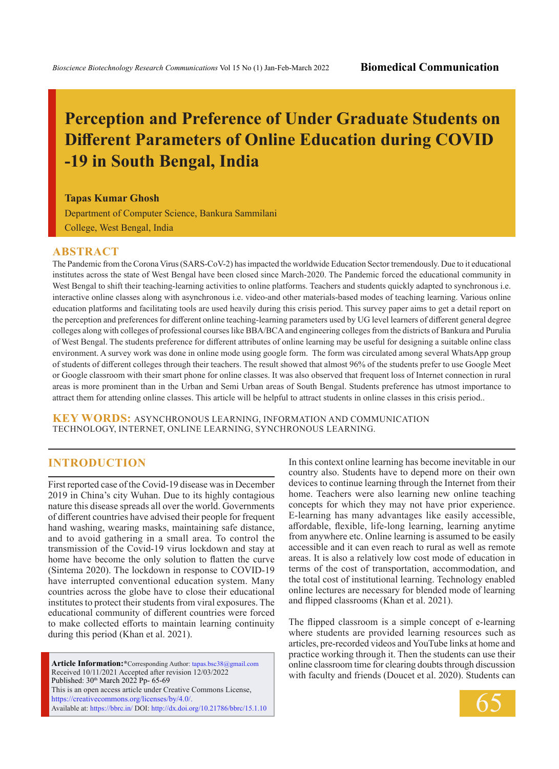Biomedical Communication

# Perception and Preference of Under Graduate Students on Different Parameters of Online Education during COVID -19 in South Bengal, India

**Tapas Kumar Ghosh**

Department of Computer Science, Bankura Sammilani College, West Bengal, India

## ABSTRACT

The Pandemic from the Corona Virus (SARS-CoV-2) has impacted the worldwide Education Sector tremendously. Due to it educational institutes across the state of West Bengal have been closed since March-2020. The Pandemic forced the educational community in West Bengal to shift their teaching-learning activities to online platforms. Teachers and students quickly adapted to synchronous i.e. interactive online classes along with asynchronous i.e. video-and other materials-based modes of teaching learning. Various online education platforms and facilitating tools are used heavily during this crisis period. This survey paper aims to get a detail report on the perception and preferences for different online teaching-learning parameters used by UG level learners of different general degree colleges along with colleges of professional courses like BBA/BCA and engineering colleges from the districts of Bankura and Purulia of West Bengal. The students preference for different attributes of online learning may be useful for designing a suitable online class environment. A survey work was done in online mode using google form. The form was circulated among several WhatsApp group of students of different colleges through their teachers. The result showed that almost 96% of the students prefer to use Google Meet or Google classroom with their smart phone for online classes. It was also observed that frequent loss of Internet connection in rural areas is more prominent than in the Urban and Semi Urban areas of South Bengal. Students preference has utmost importance to attract them for attending online classes. This article will be helpful to attract students in online classes in this crisis period..

**KEY WORDS:** ASYNCHRONOUS LEARNING, INFORMATION AND COMMUNICATION TECHNOLOGY, INTERNET, ONLINE LEARNING, SYNCHRONOUS LEARNING.

## INTRODUCTION

First reported case of the Covid-19 disease was in December 2019 in China's city Wuhan. Due to its highly contagious nature this disease spreads all over the world. Governments of different countries have advised their people for frequent hand washing, wearing masks, maintaining safe distance, and to avoid gathering in a small area. To control the transmission of the Covid-19 virus lockdown and stay at home have become the only solution to flatten the curve (Sintema 2020). The lockdown in response to COVID-19 have interrupted conventional education system. Many countries across the globe have to close their educational institutes to protect their students from viral exposures. The educational community of different countries were forced to make collected efforts to maintain learning continuity during this period (Khan et al. 2021).

**Article Information:***Corresponding Author: tapas.bsc38@gmail.com
Received 10/11/2021 Accepted after revision 12/03/2022
Published: 30th March 2022 Pp- 65-69
This is an open access article under Creative Commons License, https://creativecommons.org/licenses/by/4.0/.
Available at: https://bbrc.in/ DOI: http://dx.doi.org/10.21786/bbrc/15.1.10

In this context online learning has become inevitable in our country also. Students have to depend more on their own devices to continue learning through the Internet from their home. Teachers were also learning new online teaching concepts for which they may not have prior experience. E-learning has many advantages like easily accessible, affordable, flexible, life-long learning, learning anytime from anywhere etc. Online learning is assumed to be easily accessible and it can even reach to rural as well as remote areas. It is also a relatively low cost mode of education in terms of the cost of transportation, accommodation, and the total cost of institutional learning. Technology enabled online lectures are necessary for blended mode of learning and flipped classrooms (Khan et al. 2021).

The flipped classroom is a simple concept of e-learning where students are provided learning resources such as articles, pre-recorded videos and YouTube links at home and practice working through it. Then the students can use their online classroom time for clearing doubts through discussion with faculty and friends (Doucet et al. 2020). Students can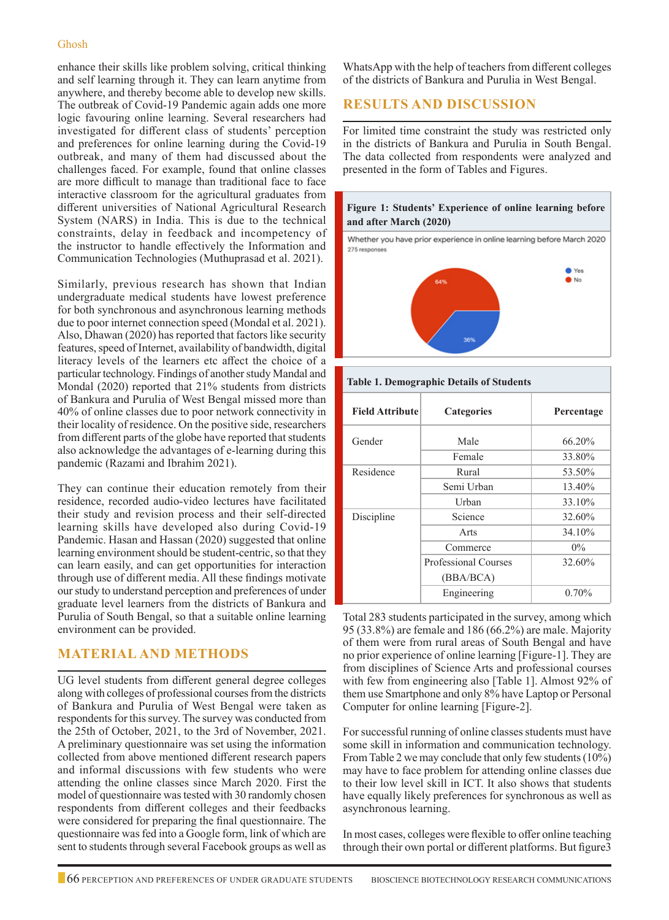enhance their skills like problem solving, critical thinking and self learning through it. They can learn anytime from anywhere, and thereby become able to develop new skills. The outbreak of Covid-19 Pandemic again adds one more logic favouring online learning. Several researchers had investigated for different class of students' perception and preferences for online learning during the Covid-19 outbreak, and many of them had discussed about the challenges faced. For example, found that online classes are more difficult to manage than traditional face to face interactive classroom for the agricultural graduates from different universities of National Agricultural Research System (NARS) in India. This is due to the technical constraints, delay in feedback and incompetency of the instructor to handle effectively the Information and Communication Technologies (Muthuprasad et al. 2021).

Similarly, previous research has shown that Indian undergraduate medical students have lowest preference for both synchronous and asynchronous learning methods due to poor internet connection speed (Mondal et al. 2021). Also, Dhawan (2020) has reported that factors like security features, speed of Internet, availability of bandwidth, digital literacy levels of the learners etc affect the choice of a particular technology. Findings of another study Mandal and Mondal (2020) reported that 21% students from districts of Bankura and Purulia of West Bengal missed more than 40% of online classes due to poor network connectivity in their locality of residence. On the positive side, researchers from different parts of the globe have reported that students also acknowledge the advantages of e-learning during this pandemic (Razami and Ibrahim 2021).

They can continue their education remotely from their residence, recorded audio-video lectures have facilitated their study and revision process and their self-directed learning skills have developed also during Covid-19 Pandemic. Hasan and Hassan (2020) suggested that online learning environment should be student-centric, so that they can learn easily, and can get opportunities for interaction through use of different media. All these findings motivate our study to understand perception and preferences of under graduate level learners from the districts of Bankura and Purulia of South Bengal, so that a suitable online learning environment can be provided.

## MATERIAL AND METHODS

UG level students from different general degree colleges along with colleges of professional courses from the districts of Bankura and Purulia of West Bengal were taken as respondents for this survey. The survey was conducted from the 25th of October, 2021, to the 3rd of November, 2021. A preliminary questionnaire was set using the information collected from above mentioned different research papers and informal discussions with few students who were attending the online classes since March 2020. First the model of questionnaire was tested with 30 randomly chosen respondents from different colleges and their feedbacks were considered for preparing the final questionnaire. The questionnaire was fed into a Google form, link of which are sent to students through several Facebook groups as well as WhatsApp with the help of teachers from different colleges of the districts of Bankura and Purulia in West Bengal.

## RESULTS AND DISCUSSION

For limited time constraint the study was restricted only in the districts of Bankura and Purulia in South Bengal. The data collected from respondents were analyzed and presented in the form of Tables and Figures.

**Figure 1: Students' Experience of online learning before and after March (2020)**

Whether you have prior experience in online learning before March 2020
275 responses

Yes: 36%
No: 64%

**Table 1. Demographic Details of Students**

| Field Attribute | Categories | Percentage |
|---|---|---|
| Gender | Male | 66.20% |
| | Female | 33.80% |
| Residence | Rural | 53.50% |
| | Semi Urban | 13.40% |
| | Urban | 33.10% |
| Discipline | Science | 32.60% |
| | Arts | 34.10% |
| | Commerce | 0% |
| | Professional Courses (BBA/BCA) | 32.60% |
| | Engineering | 0.70% |

Total 283 students participated in the survey, among which 95 (33.8%) are female and 186 (66.2%) are male. Majority of them were from rural areas of South Bengal and have no prior experience of online learning [Figure-1]. They are from disciplines of Science Arts and professional courses with few from engineering also [Table 1]. Almost 92% of them use Smartphone and only 8% have Laptop or Personal Computer for online learning [Figure-2].

For successful running of online classes students must have some skill in information and communication technology. From Table 2 we may conclude that only few students (10%) may have to face problem for attending online classes due to their low level skill in ICT. It also shows that students have equally likely preferences for synchronous as well as asynchronous learning.

In most cases, colleges were flexible to offer online teaching through their own portal or different platforms. But figure3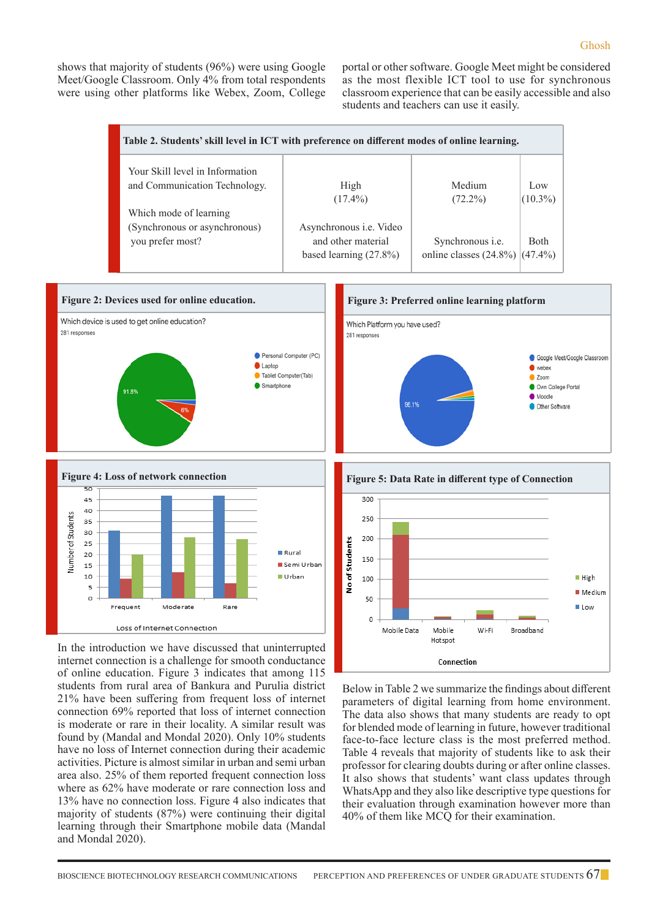shows that majority of students (96%) were using Google Meet/Google Classroom. Only 4% from total respondents were using other platforms like Webex, Zoom, College portal or other software. Google Meet might be considered as the most flexible ICT tool to use for synchronous classroom experience that can be easily accessible and also students and teachers can use it easily.

**Table 2. Students' skill level in ICT with preference on different modes of online learning.**

| | | | |
|---|---|---|---|
| Your Skill level in Information and Communication Technology. | High (17.4%) | Medium (72.2%) | Low (10.3%) |
| Which mode of learning (Synchronous or asynchronous) you prefer most? | Asynchronous i.e. Video and other material based learning (27.8%) | Synchronous i.e. online classes (24.8%) | Both (47.4%) |

**Figure 2: Devices used for online education.**

**Figure 3: Preferred online learning platform**

**Figure 4: Loss of network connection**

**Figure 5: Data Rate in different type of Connection**

In the introduction we have discussed that uninterrupted internet connection is a challenge for smooth conductance of online education. Figure 3 indicates that among 115 students from rural area of Bankura and Purulia district 21% have been suffering from frequent loss of internet connection 69% reported that loss of internet connection is moderate or rare in their locality. A similar result was found by (Mandal and Mondal 2020). Only 10% students have no loss of Internet connection during their academic activities. Picture is almost similar in urban and semi urban area also. 25% of them reported frequent connection loss where as 62% have moderate or rare connection loss and 13% have no connection loss. Figure 4 also indicates that majority of students (87%) were continuing their digital learning through their Smartphone mobile data (Mandal and Mondal 2020).

Below in Table 2 we summarize the findings about different parameters of digital learning from home environment. The data also shows that many students are ready to opt for blended mode of learning in future, however traditional face-to-face lecture class is the most preferred method. Table 4 reveals that majority of students like to ask their professor for clearing doubts during or after online classes. It also shows that students' want class updates through WhatsApp and they also like descriptive type questions for their evaluation through examination however more than 40% of them like MCQ for their examination.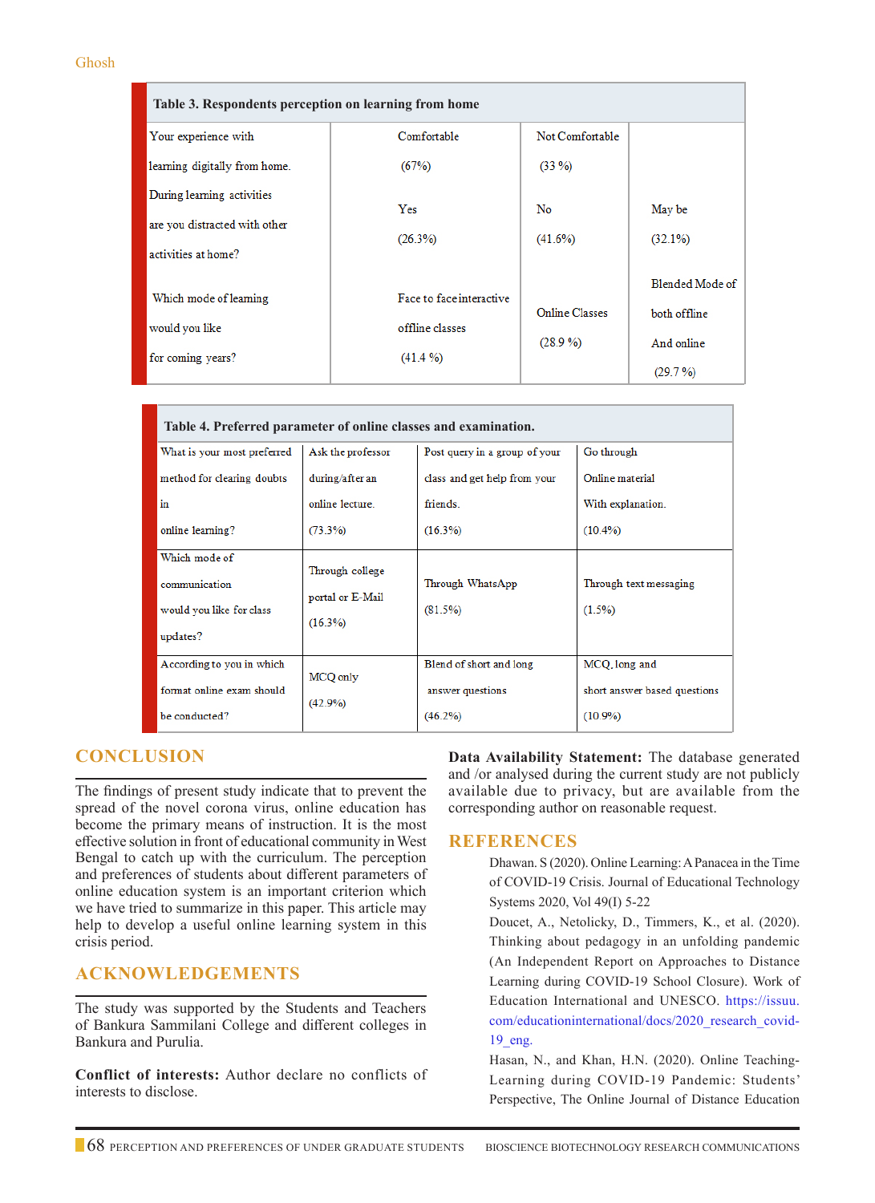**Table 3. Respondents perception on learning from home**

| | | | |
|---|---|---|---|
| Your experience with learning digitally from home. | Comfortable (67%) | Not Comfortable (33 %) | |
| During learning activities are you distracted with other activities at home? | Yes (26.3%) | No (41.6%) | May be (32.1%) |
| Which mode of learning would you like for coming years? | Face to face interactive offline classes (41.4 %) | Online Classes (28.9 %) | Blended Mode of both offline And online (29.7 %) |

**Table 4. Preferred parameter of online classes and examination.**

| | | | |
|---|---|---|---|
| What is your most preferred method for clearing doubts in online learning? | Ask the professor during/after an online lecture. (73.3%) | Post query in a group of your class and get help from your friends. (16.3%) | Go through Online material With explanation. (10.4%) |
| Which mode of communication would you like for class updates? | Through college portal or E-Mail (16.3%) | Through WhatsApp (81.5%) | Through text messaging (1.5%) |
| According to you in which format online exam should be conducted? | MCQ only (42.9%) | Blend of short and long answer questions (46.2%) | MCQ, long and short answer based questions (10.9%) |

## CONCLUSION

The findings of present study indicate that to prevent the spread of the novel corona virus, online education has become the primary means of instruction. It is the most effective solution in front of educational community in West Bengal to catch up with the curriculum. The perception and preferences of students about different parameters of online education system is an important criterion which we have tried to summarize in this paper. This article may help to develop a useful online learning system in this crisis period.

## ACKNOWLEDGEMENTS

The study was supported by the Students and Teachers of Bankura Sammilani College and different colleges in Bankura and Purulia.

**Conflict of interests:** Author declare no conflicts of interests to disclose.

**Data Availability Statement:** The database generated and /or analysed during the current study are not publicly available due to privacy, but are available from the corresponding author on reasonable request.

## REFERENCES

Dhawan. S (2020). Online Learning: A Panacea in the Time of COVID-19 Crisis. Journal of Educational Technology Systems 2020, Vol 49(I) 5-22

Doucet, A., Netolicky, D., Timmers, K., et al. (2020). Thinking about pedagogy in an unfolding pandemic (An Independent Report on Approaches to Distance Learning during COVID-19 School Closure). Work of Education International and UNESCO. https://issuu.com/educationinternational/docs/2020_research_covid-19_eng.

Hasan, N., and Khan, H.N. (2020). Online Teaching-Learning during COVID-19 Pandemic: Students' Perspective, The Online Journal of Distance Education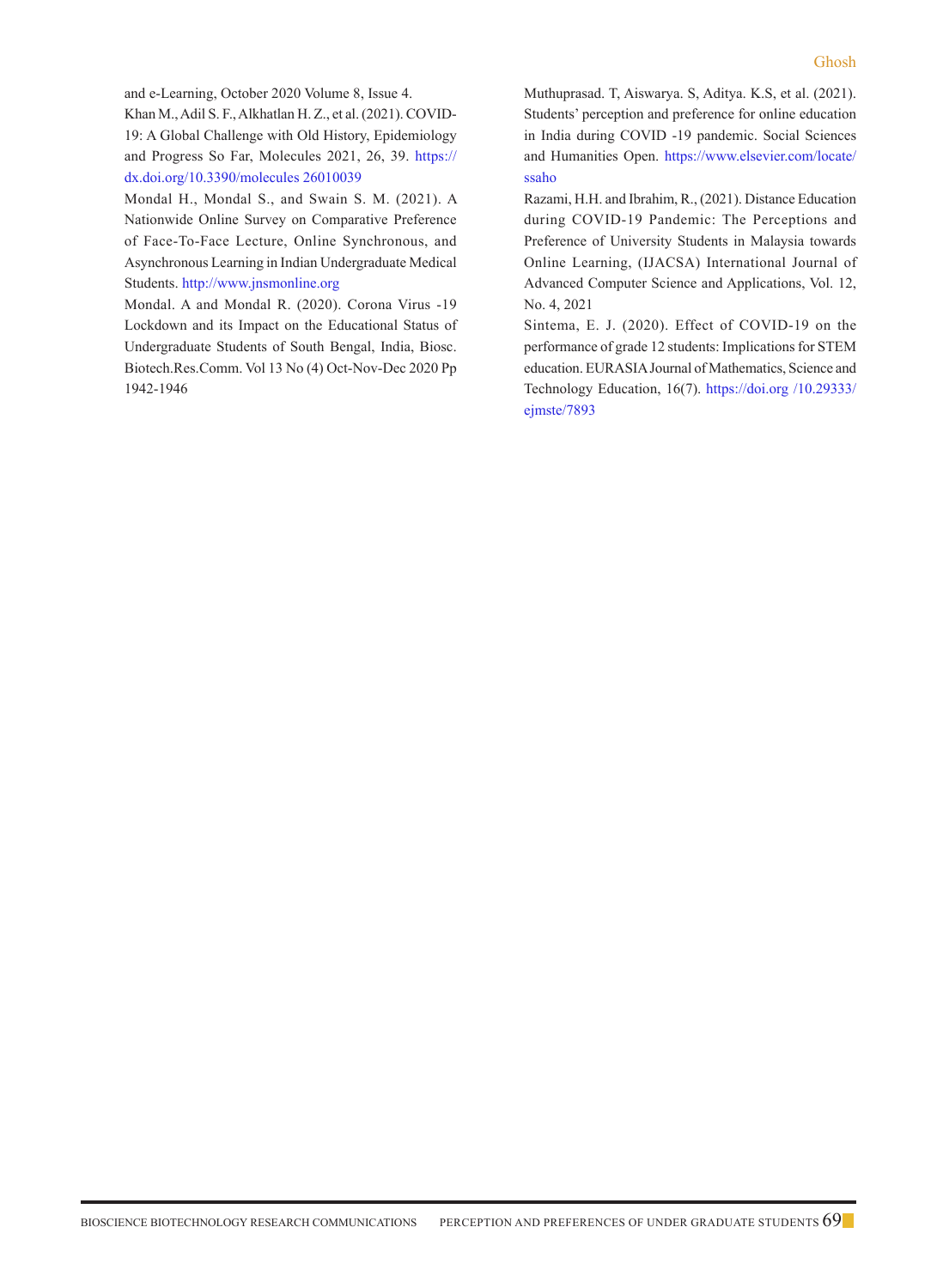and e-Learning, October 2020 Volume 8, Issue 4.

Khan M., Adil S. F., Alkhatlan H. Z., et al. (2021). COVID-19: A Global Challenge with Old History, Epidemiology and Progress So Far, Molecules 2021, 26, 39. https://dx.doi.org/10.3390/molecules 26010039

Mondal H., Mondal S., and Swain S. M. (2021). A Nationwide Online Survey on Comparative Preference of Face-To-Face Lecture, Online Synchronous, and Asynchronous Learning in Indian Undergraduate Medical Students. http://www.jnsmonline.org

Mondal. A and Mondal R. (2020). Corona Virus -19 Lockdown and its Impact on the Educational Status of Undergraduate Students of South Bengal, India, Biosc. Biotech.Res.Comm. Vol 13 No (4) Oct-Nov-Dec 2020 Pp 1942-1946

Muthuprasad. T, Aiswarya. S, Aditya. K.S, et al. (2021). Students' perception and preference for online education in India during COVID -19 pandemic. Social Sciences and Humanities Open. https://www.elsevier.com/locate/ssaho

Razami, H.H. and Ibrahim, R., (2021). Distance Education during COVID-19 Pandemic: The Perceptions and Preference of University Students in Malaysia towards Online Learning, (IJACSA) International Journal of Advanced Computer Science and Applications, Vol. 12, No. 4, 2021

Sintema, E. J. (2020). Effect of COVID-19 on the performance of grade 12 students: Implications for STEM education. EURASIA Journal of Mathematics, Science and Technology Education, 16(7). https://doi.org /10.29333/ejmste/7893